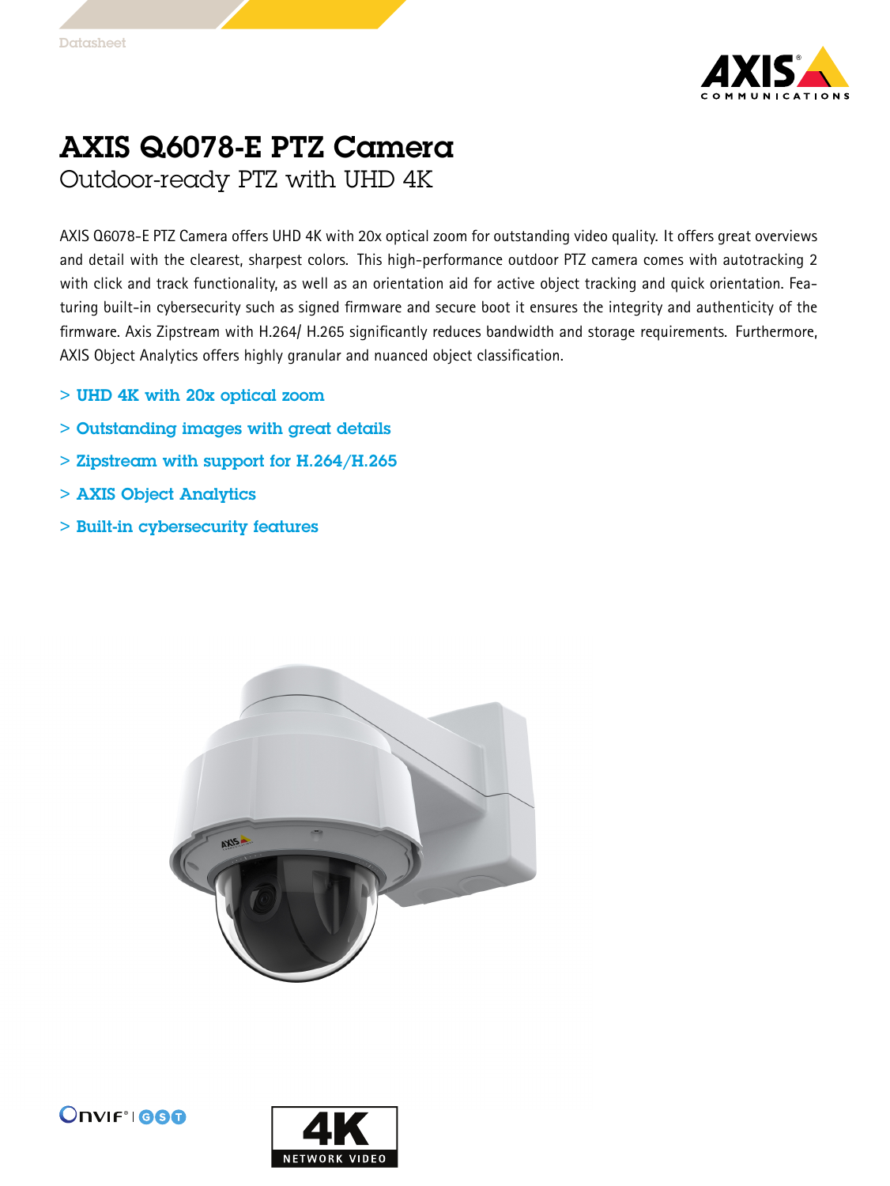Datasheet

# AXIS Q6078-E PTZ Camera

## Outdoor-ready PTZ with UHD 4K

AXIS Q6078-E PTZ Camera offers UHD 4K with 20x optical zoom for outstanding video quality. It offers great overviews and detail with the clearest, sharpest colors. This high-performance outdoor PTZ camera comes with autotracking 2 with click and track functionality, as well as an orientation aid for active object tracking and quick orientation. Featuring built-in cybersecurity such as signed firmware and secure boot it ensures the integrity and authenticity of the firmware. Axis Zipstream with H.264/ H.265 significantly reduces bandwidth and storage requirements. Furthermore, AXIS Object Analytics offers highly granular and nuanced object classification.

- > **UHD 4K with 20x optical zoom**
- > **Outstanding images with great details**
- > **Zipstream with support for H.264/H.265**
- > **AXIS Object Analytics**
- > **Built-in cybersecurity features**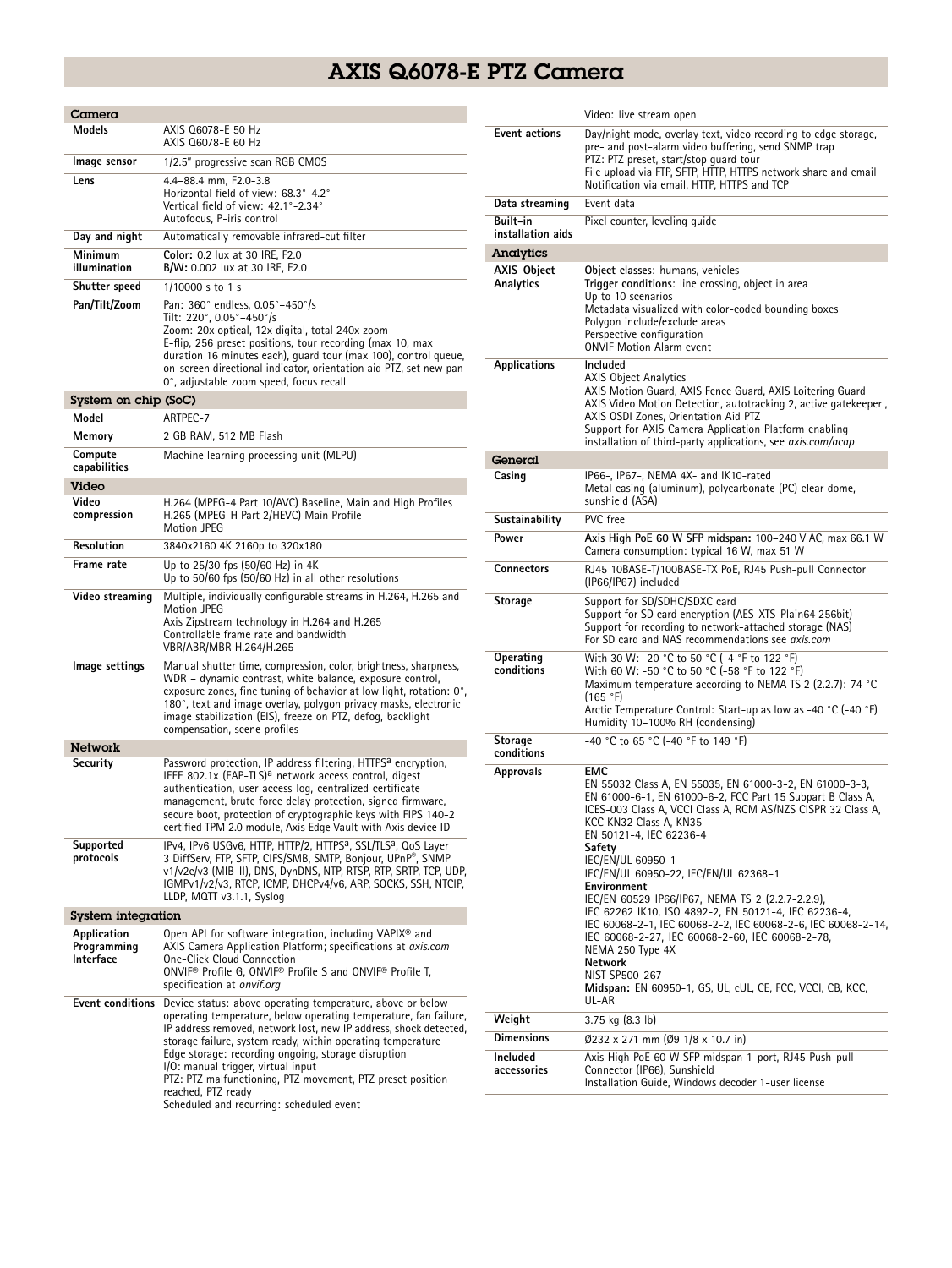# AXIS Q6078-E PTZ Camera

## Camera

| | |
|---|---|
| **Models** | AXIS Q6078-E 50 Hz<br>AXIS Q6078-E 60 Hz |
| **Image sensor** | 1/2.5" progressive scan RGB CMOS |
| **Lens** | 4.4–88.4 mm, F2.0-3.8<br>Horizontal field of view: 68.3°-4.2°<br>Vertical field of view: 42.1°-2.34°<br>Autofocus, P-iris control |
| **Day and night** | Automatically removable infrared-cut filter |
| **Minimum illumination** | **Color:** 0.2 lux at 30 IRE, F2.0<br>**B/W:** 0.002 lux at 30 IRE, F2.0 |
| **Shutter speed** | 1/10000 s to 1 s |
| **Pan/Tilt/Zoom** | Pan: 360° endless, 0.05°–450°/s<br>Tilt: 220°, 0.05°–450°/s<br>Zoom: 20x optical, 12x digital, total 240x zoom<br>E-flip, 256 preset positions, tour recording (max 10, max duration 16 minutes each), guard tour (max 100), control queue, on-screen directional indicator, orientation aid PTZ, set new pan 0°, adjustable zoom speed, focus recall |

## System on chip (SoC)

| | |
|---|---|
| **Model** | ARTPEC-7 |
| **Memory** | 2 GB RAM, 512 MB Flash |
| **Compute capabilities** | Machine learning processing unit (MLPU) |

## Video

| | |
|---|---|
| **Video compression** | H.264 (MPEG-4 Part 10/AVC) Baseline, Main and High Profiles<br>H.265 (MPEG-H Part 2/HEVC) Main Profile<br>Motion JPEG |
| **Resolution** | 3840x2160 4K 2160p to 320x180 |
| **Frame rate** | Up to 25/30 fps (50/60 Hz) in 4K<br>Up to 50/60 fps (50/60 Hz) in all other resolutions |
| **Video streaming** | Multiple, individually configurable streams in H.264, H.265 and Motion JPEG<br>Axis Zipstream technology in H.264 and H.265<br>Controllable frame rate and bandwidth<br>VBR/ABR/MBR H.264/H.265 |
| **Image settings** | Manual shutter time, compression, color, brightness, sharpness, WDR – dynamic contrast, white balance, exposure control, exposure zones, fine tuning of behavior at low light, rotation: 0°, 180°, text and image overlay, polygon privacy masks, electronic image stabilization (EIS), freeze on PTZ, defog, backlight compensation, scene profiles |

## Network

| | |
|---|---|
| **Security** | Password protection, IP address filtering, HTTPS[a] encryption, IEEE 802.1x (EAP-TLS)[a] network access control, digest authentication, user access log, centralized certificate management, brute force delay protection, signed firmware, secure boot, protection of cryptographic keys with FIPS 140-2 certified TPM 2.0 module, Axis Edge Vault with Axis device ID |
| **Supported protocols** | IPv4, IPv6 USGv6, HTTP, HTTP/2, HTTPS[a], SSL/TLS[a], QoS Layer 3 DiffServ, FTP, SFTP, CIFS/SMB, SMTP, Bonjour, UPnP®, SNMP v1/v2c/v3 (MIB-II), DNS, DynDNS, NTP, RTSP, RTP, SRTP, TCP, UDP, IGMPv1/v2/v3, RTCP, ICMP, DHCPv4/v6, ARP, SOCKS, SSH, NTCIP, LLDP, MQTT v3.1.1, Syslog |

## System integration

| | |
|---|---|
| **Application Programming Interface** | Open API for software integration, including VAPIX® and AXIS Camera Application Platform; specifications at *axis.com*<br>One-Click Cloud Connection<br>ONVIF® Profile G, ONVIF® Profile S and ONVIF® Profile T, specification at *onvif.org* |
| **Event conditions** | Device status: above operating temperature, above or below operating temperature, below operating temperature, fan failure, IP address removed, network lost, new IP address, shock detected, storage failure, system ready, within operating temperature<br>Edge storage: recording ongoing, storage disruption<br>I/O: manual trigger, virtual input<br>PTZ: PTZ malfunctioning, PTZ movement, PTZ preset position reached, PTZ ready<br>Scheduled and recurring: scheduled event<br>Video: live stream open |
| **Event actions** | Day/night mode, overlay text, video recording to edge storage, pre- and post-alarm video buffering, send SNMP trap<br>PTZ: PTZ preset, start/stop guard tour<br>File upload via FTP, SFTP, HTTP, HTTPS network share and email<br>Notification via email, HTTP, HTTPS and TCP |
| **Data streaming** | Event data |
| **Built-in installation aids** | Pixel counter, leveling guide |

## Analytics

| | |
|---|---|
| **AXIS Object Analytics** | **Object classes:** humans, vehicles<br>**Trigger conditions:** line crossing, object in area<br>Up to 10 scenarios<br>Metadata visualized with color-coded bounding boxes<br>Polygon include/exclude areas<br>Perspective configuration<br>ONVIF Motion Alarm event |
| **Applications** | Included<br>AXIS Object Analytics<br>AXIS Motion Guard, AXIS Fence Guard, AXIS Loitering Guard<br>AXIS Video Motion Detection, autotracking 2, active gatekeeper , AXIS OSDI Zones, Orientation Aid PTZ<br>Support for AXIS Camera Application Platform enabling installation of third-party applications, see *axis.com/acap* |

## General

| | |
|---|---|
| **Casing** | IP66-, IP67-, NEMA 4X- and IK10-rated<br>Metal casing (aluminum), polycarbonate (PC) clear dome, sunshield (ASA) |
| **Sustainability** | PVC free |
| **Power** | **Axis High PoE 60 W SFP midspan:** 100–240 V AC, max 66.1 W<br>Camera consumption: typical 16 W, max 51 W |
| **Connectors** | RJ45 10BASE-T/100BASE-TX PoE, RJ45 Push-pull Connector (IP66/IP67) included |
| **Storage** | Support for SD/SDHC/SDXC card<br>Support for SD card encryption (AES-XTS-Plain64 256bit)<br>Support for recording to network-attached storage (NAS)<br>For SD card and NAS recommendations see *axis.com* |
| **Operating conditions** | With 30 W: -20 °C to 50 °C (-4 °F to 122 °F)<br>With 60 W: -50 °C to 50 °C (-58 °F to 122 °F)<br>Maximum temperature according to NEMA TS 2 (2.2.7): 74 °C (165 °F)<br>Arctic Temperature Control: Start-up as low as -40 °C (-40 °F)<br>Humidity 10–100% RH (condensing) |
| **Storage conditions** | -40 °C to 65 °C (-40 °F to 149 °F) |
| **Approvals** | **EMC**<br>EN 55032 Class A, EN 55035, EN 61000-3-2, EN 61000-3-3, EN 61000-6-1, EN 61000-6-2, FCC Part 15 Subpart B Class A, ICES-003 Class A, VCCI Class A, RCM AS/NZS CISPR 32 Class A, KCC KN32 Class A, KN35<br>EN 50121-4, IEC 62236-4<br>**Safety**<br>IEC/EN/UL 60950-1<br>IEC/EN/UL 60950-22, IEC/EN/UL 62368-1<br>**Environment**<br>IEC/EN 60529 IP66/IP67, NEMA TS 2 (2.2.7-2.2.9), IEC 62262 IK10, ISO 4892-2, EN 50121-4, IEC 62236-4, IEC 60068-2-1, IEC 60068-2-2, IEC 60068-2-6, IEC 60068-2-14, IEC 60068-2-27, IEC 60068-2-60, IEC 60068-2-78, NEMA 250 Type 4X<br>**Network**<br>NIST SP500-267<br>**Midspan:** EN 60950-1, GS, UL, cUL, CE, FCC, VCCI, CB, KCC, UL-AR |
| **Weight** | 3.75 kg (8.3 lb) |
| **Dimensions** | Ø232 x 271 mm (Ø9 1/8 x 10.7 in) |
| **Included accessories** | Axis High PoE 60 W SFP midspan 1-port, RJ45 Push-pull Connector (IP66), Sunshield<br>Installation Guide, Windows decoder 1-user license |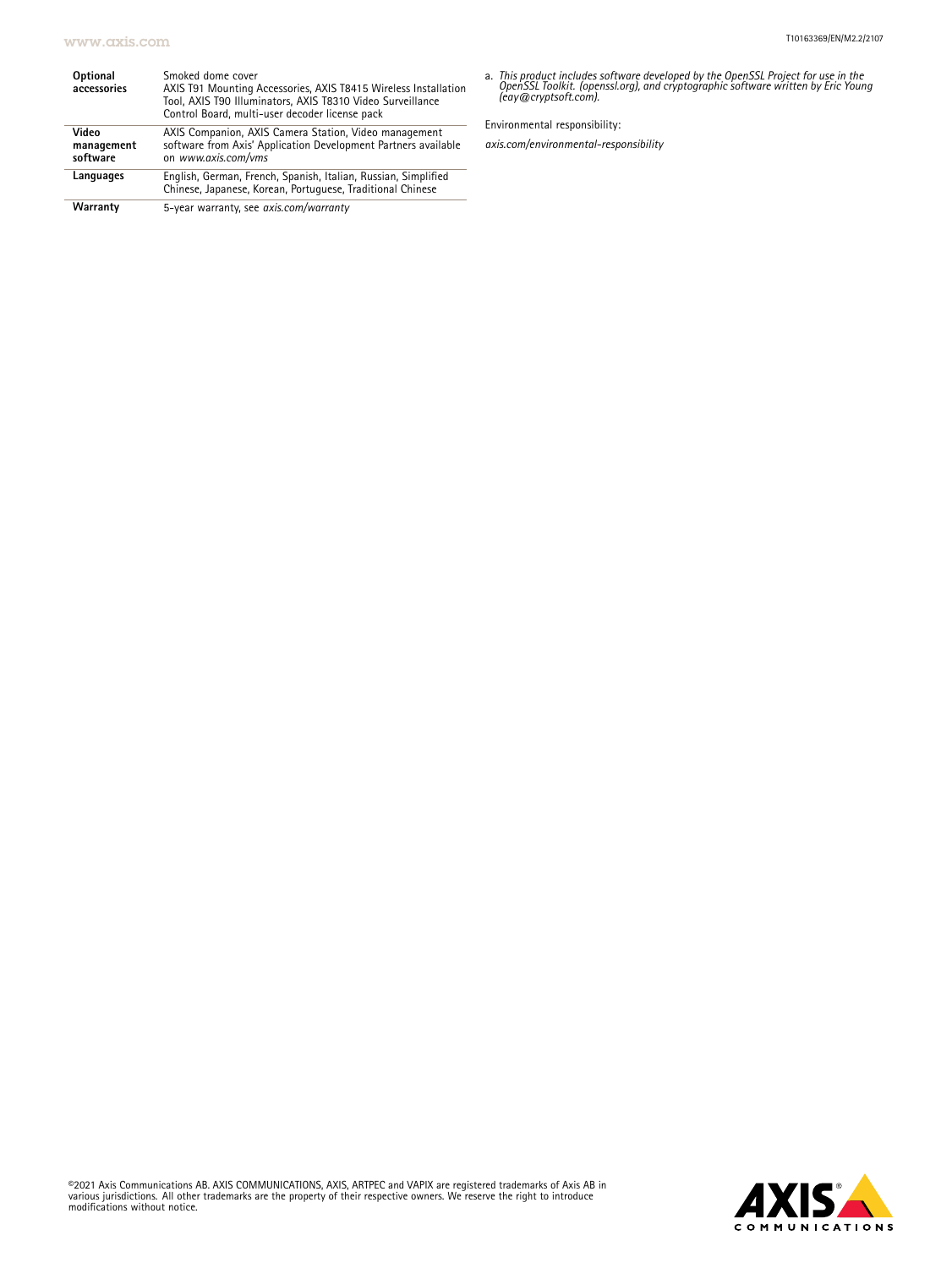| | |
|---|---|
| **Optional accessories** | Smoked dome cover<br>AXIS T91 Mounting Accessories, AXIS T8415 Wireless Installation Tool, AXIS T90 Illuminators, AXIS T8310 Video Surveillance Control Board, multi-user decoder license pack |
| **Video management software** | AXIS Companion, AXIS Camera Station, Video management software from Axis' Application Development Partners available on *www.axis.com/vms* |
| **Languages** | English, German, French, Spanish, Italian, Russian, Simplified Chinese, Japanese, Korean, Portuguese, Traditional Chinese |
| **Warranty** | 5-year warranty, see *axis.com/warranty* |

a. *This product includes software developed by the OpenSSL Project for use in the OpenSSL Toolkit. (openssl.org), and cryptographic software written by Eric Young (eay@cryptsoft.com).*

Environmental responsibility:

*axis.com/environmental-responsibility*

©2021 Axis Communications AB. AXIS COMMUNICATIONS, AXIS, ARTPEC and VAPIX are registered trademarks of Axis AB in various jurisdictions. All other trademarks are the property of their respective owners. We reserve the right to introduce modifications without notice.